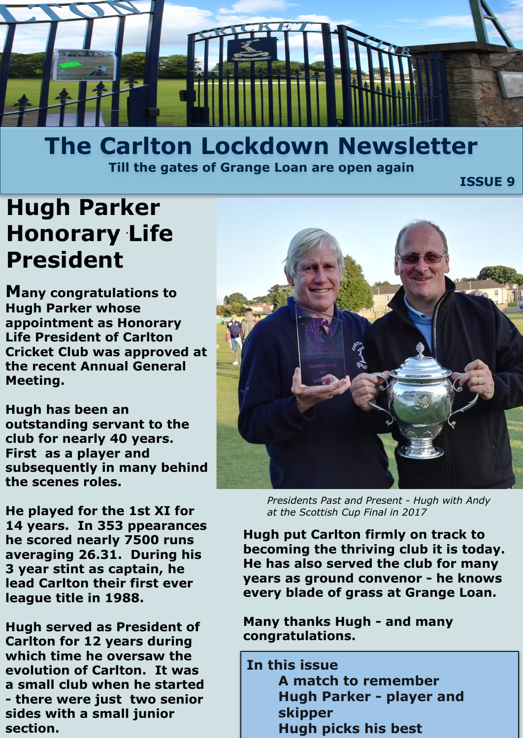# The Carlton Lockdown Newsletter

**Till the gates of Grange Loan are open again**

**ISSUE 9**

## Hugh Parker Honorary Life President

**Many congratulations to Hugh Parker whose appointment as Honorary Life President of Carlton Cricket Club was approved at the recent Annual General Meeting.**

**Hugh has been an outstanding servant to the club for nearly 40 years. First as a player and subsequently in many behind the scenes roles.**

**He played for the 1st XI for 14 years. In 353 ppearances he scored nearly 7500 runs averaging 26.31. During his 3 year stint as captain, he lead Carlton their first ever league title in 1988.**

**Hugh served as President of Carlton for 12 years during which time he oversaw the evolution of Carlton. It was a small club when he started - there were just two senior sides with a small junior section.**

*Presidents Past and Present - Hugh with Andy at the Scottish Cup Final in 2017*

**Hugh put Carlton firmly on track to becoming the thriving club it is today. He has also served the club for many years as ground convenor - he knows every blade of grass at Grange Loan.**

**Many thanks Hugh - and many congratulations.**

**In this issue**
- **A match to remember**
- **Hugh Parker - player and skipper**
- **Hugh picks his best**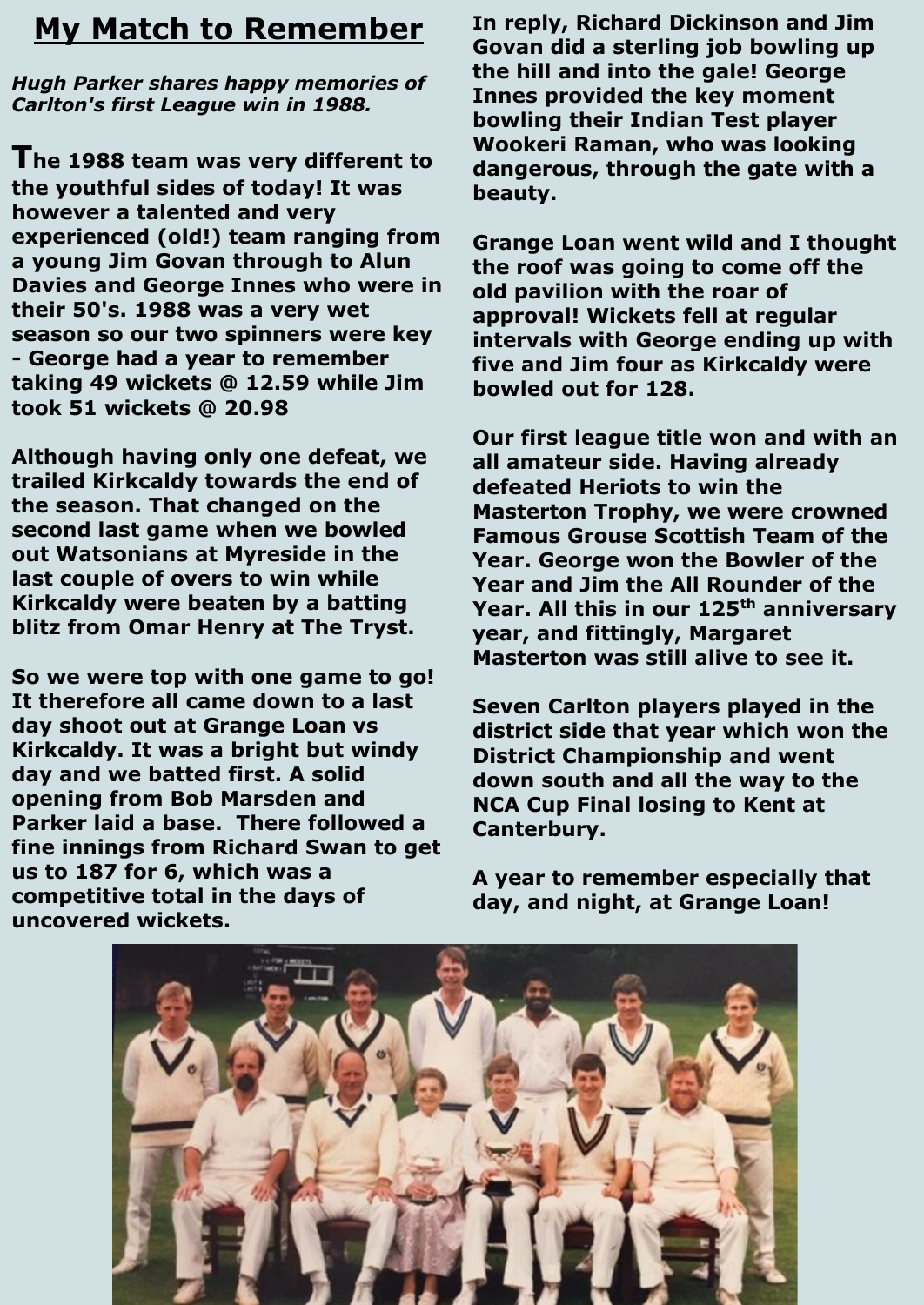# My Match to Remember

***Hugh Parker shares happy memories of Carlton's first League win in 1988.***

**The 1988 team was very different to the youthful sides of today! It was however a talented and very experienced (old!) team ranging from a young Jim Govan through to Alun Davies and George Innes who were in their 50's. 1988 was a very wet season so our two spinners were key - George had a year to remember taking 49 wickets @ 12.59 while Jim took 51 wickets @ 20.98**

**Although having only one defeat, we trailed Kirkcaldy towards the end of the season. That changed on the second last game when we bowled out Watsonians at Myreside in the last couple of overs to win while Kirkcaldy were beaten by a batting blitz from Omar Henry at The Tryst.**

**So we were top with one game to go! It therefore all came down to a last day shoot out at Grange Loan vs Kirkcaldy. It was a bright but windy day and we batted first. A solid opening from Bob Marsden and Parker laid a base. There followed a fine innings from Richard Swan to get us to 187 for 6, which was a competitive total in the days of uncovered wickets.**

**In reply, Richard Dickinson and Jim Govan did a sterling job bowling up the hill and into the gale! George Innes provided the key moment bowling their Indian Test player Wookeri Raman, who was looking dangerous, through the gate with a beauty.**

**Grange Loan went wild and I thought the roof was going to come off the old pavilion with the roar of approval! Wickets fell at regular intervals with George ending up with five and Jim four as Kirkcaldy were bowled out for 128.**

**Our first league title won and with an all amateur side. Having already defeated Heriots to win the Masterton Trophy, we were crowned Famous Grouse Scottish Team of the Year. George won the Bowler of the Year and Jim the All Rounder of the Year. All this in our 125th anniversary year, and fittingly, Margaret Masterton was still alive to see it.**

**Seven Carlton players played in the district side that year which won the District Championship and went down south and all the way to the NCA Cup Final losing to Kent at Canterbury.**

**A year to remember especially that day, and night, at Grange Loan!**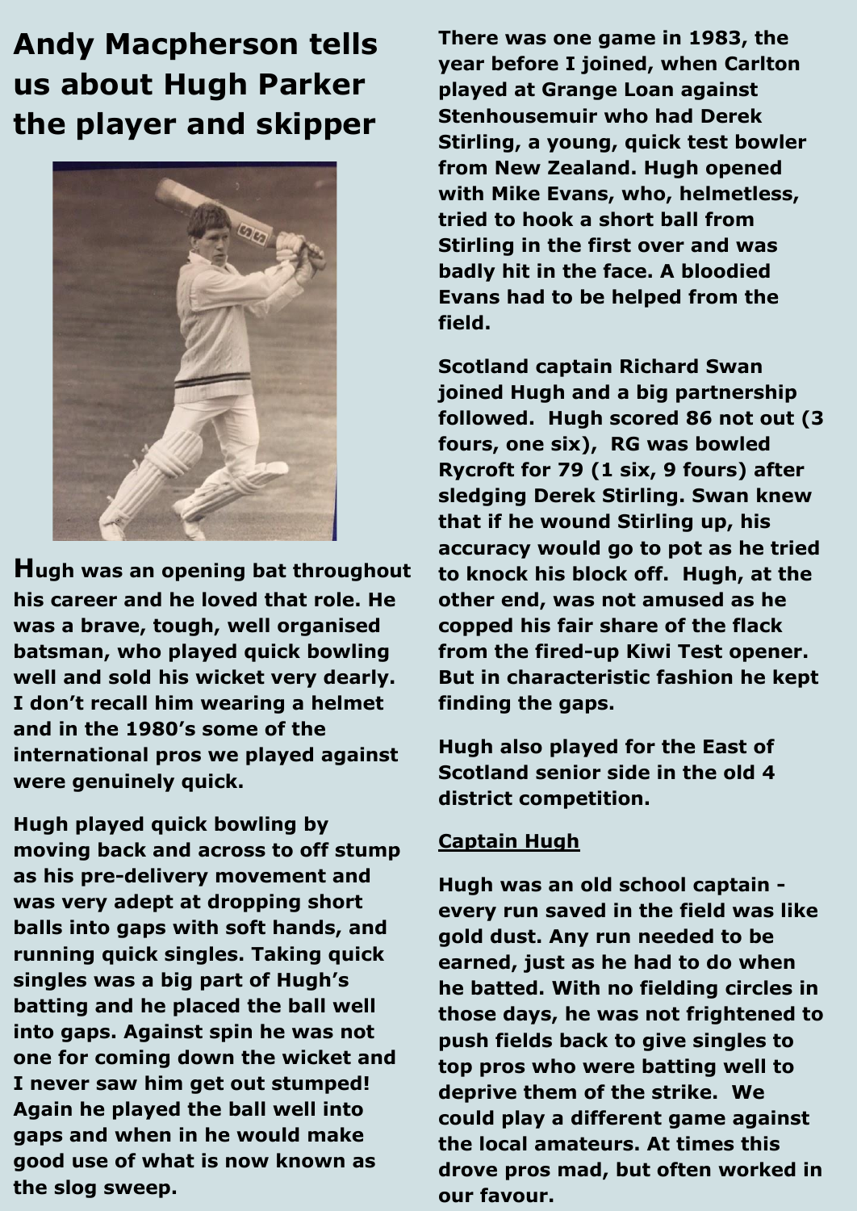# Andy Macpherson tells us about Hugh Parker the player and skipper

Hugh was an opening bat throughout his career and he loved that role. He was a brave, tough, well organised batsman, who played quick bowling well and sold his wicket very dearly. I don't recall him wearing a helmet and in the 1980's some of the international pros we played against were genuinely quick.

Hugh played quick bowling by moving back and across to off stump as his pre-delivery movement and was very adept at dropping short balls into gaps with soft hands, and running quick singles. Taking quick singles was a big part of Hugh's batting and he placed the ball well into gaps. Against spin he was not one for coming down the wicket and I never saw him get out stumped! Again he played the ball well into gaps and when in he would make good use of what is now known as the slog sweep.

There was one game in 1983, the year before I joined, when Carlton played at Grange Loan against Stenhousemuir who had Derek Stirling, a young, quick test bowler from New Zealand. Hugh opened with Mike Evans, who, helmetless, tried to hook a short ball from Stirling in the first over and was badly hit in the face. A bloodied Evans had to be helped from the field.

Scotland captain Richard Swan joined Hugh and a big partnership followed. Hugh scored 86 not out (3 fours, one six), RG was bowled Rycroft for 79 (1 six, 9 fours) after sledging Derek Stirling. Swan knew that if he wound Stirling up, his accuracy would go to pot as he tried to knock his block off. Hugh, at the other end, was not amused as he copped his fair share of the flack from the fired-up Kiwi Test opener. But in characteristic fashion he kept finding the gaps.

Hugh also played for the East of Scotland senior side in the old 4 district competition.

## Captain Hugh

Hugh was an old school captain - every run saved in the field was like gold dust. Any run needed to be earned, just as he had to do when he batted. With no fielding circles in those days, he was not frightened to push fields back to give singles to top pros who were batting well to deprive them of the strike. We could play a different game against the local amateurs. At times this drove pros mad, but often worked in our favour.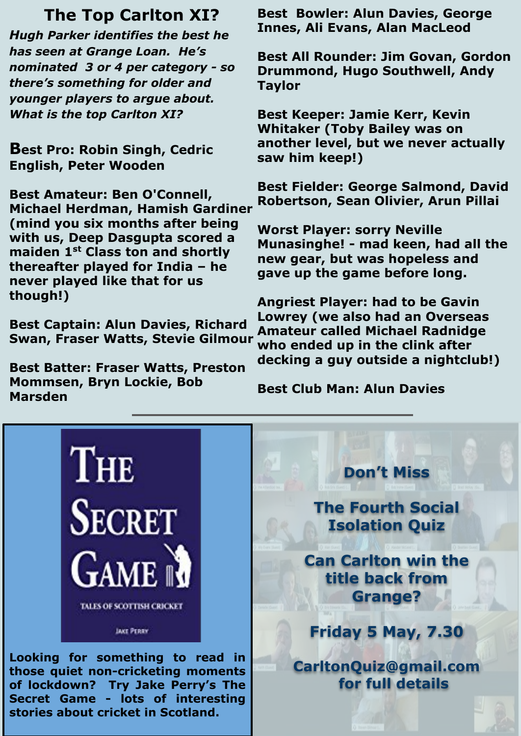## The Top Carlton XI?

***Hugh Parker identifies the best he has seen at Grange Loan. He's nominated 3 or 4 per category - so there's something for older and younger players to argue about. What is the top Carlton XI?***

**Best Pro: Robin Singh, Cedric English, Peter Wooden**

**Best Amateur: Ben O'Connell, Michael Herdman, Hamish Gardiner (mind you six months after being with us, Deep Dasgupta scored a maiden 1st Class ton and shortly thereafter played for India – he never played like that for us though!)**

**Best Captain: Alun Davies, Richard Swan, Fraser Watts, Stevie Gilmour**

**Best Batter: Fraser Watts, Preston Mommsen, Bryn Lockie, Bob Marsden**

**Best Bowler: Alun Davies, George Innes, Ali Evans, Alan MacLeod**

**Best All Rounder: Jim Govan, Gordon Drummond, Hugo Southwell, Andy Taylor**

**Best Keeper: Jamie Kerr, Kevin Whitaker (Toby Bailey was on another level, but we never actually saw him keep!)**

**Best Fielder: George Salmond, David Robertson, Sean Olivier, Arun Pillai**

**Worst Player: sorry Neville Munasinghe! - mad keen, had all the new gear, but was hopeless and gave up the game before long.**

**Angriest Player: had to be Gavin Lowrey (we also had an Overseas Amateur called Michael Radnidge who ended up in the clink after decking a guy outside a nightclub!)**

**Best Club Man: Alun Davies**

---

THE SECRET GAME

TALES OF SCOTTISH CRICKET

JAKE PERRY

**Looking for something to read in those quiet non-cricketing moments of lockdown? Try Jake Perry's The Secret Game - lots of interesting stories about cricket in Scotland.**

**Don't Miss**

**The Fourth Social Isolation Quiz**

**Can Carlton win the title back from Grange?**

**Friday 5 May, 7.30**

**CarltonQuiz@gmail.com for full details**